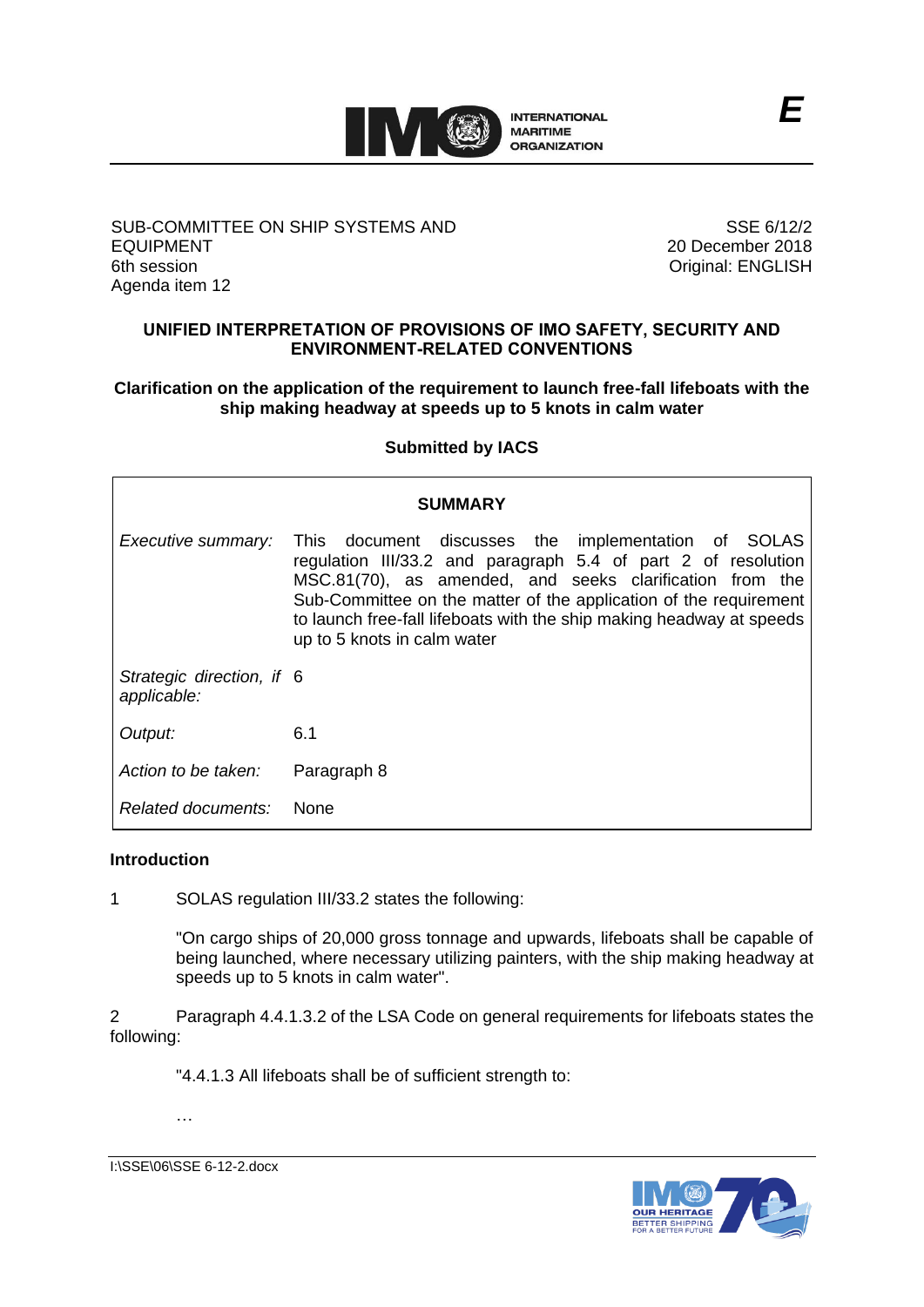E

SUB-COMMITTEE ON SHIP SYSTEMS AND EQUIPMENT
6th session
Agenda item 12

SSE 6/12/2
20 December 2018
Original: ENGLISH

## UNIFIED INTERPRETATION OF PROVISIONS OF IMO SAFETY, SECURITY AND ENVIRONMENT-RELATED CONVENTIONS

### Clarification on the application of the requirement to launch free-fall lifeboats with the ship making headway at speeds up to 5 knots in calm water

**Submitted by IACS**

| **SUMMARY** | |
|---|---|
| *Executive summary:* | This document discusses the implementation of SOLAS regulation III/33.2 and paragraph 5.4 of part 2 of resolution MSC.81(70), as amended, and seeks clarification from the Sub-Committee on the matter of the application of the requirement to launch free-fall lifeboats with the ship making headway at speeds up to 5 knots in calm water |
| *Strategic direction, if applicable:* | 6 |
| *Output:* | 6.1 |
| *Action to be taken:* | Paragraph 8 |
| *Related documents:* | None |

**Introduction**

1 SOLAS regulation III/33.2 states the following:

"On cargo ships of 20,000 gross tonnage and upwards, lifeboats shall be capable of being launched, where necessary utilizing painters, with the ship making headway at speeds up to 5 knots in calm water".

2 Paragraph 4.4.1.3.2 of the LSA Code on general requirements for lifeboats states the following:

"4.4.1.3 All lifeboats shall be of sufficient strength to:

…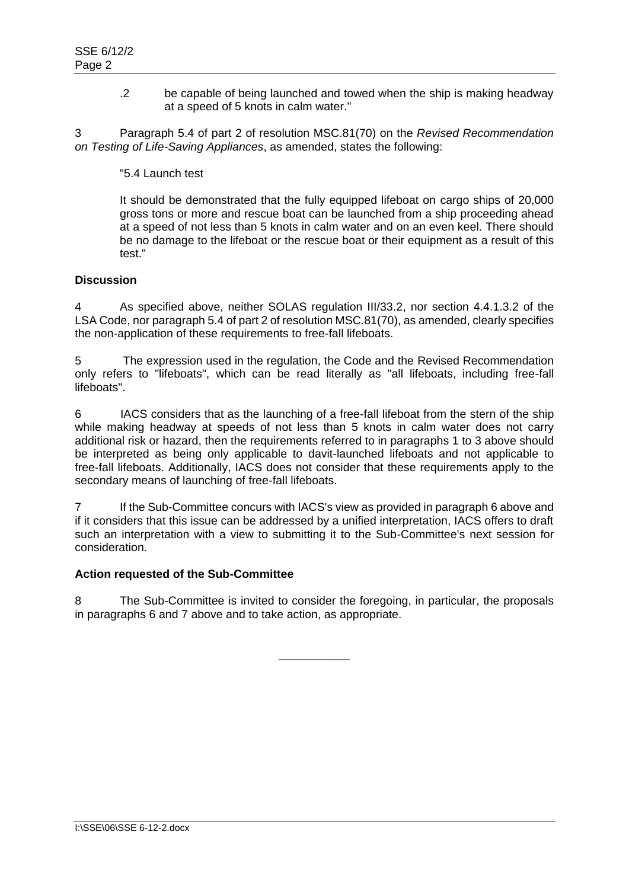.2 be capable of being launched and towed when the ship is making headway at a speed of 5 knots in calm water."

3 Paragraph 5.4 of part 2 of resolution MSC.81(70) on the *Revised Recommendation on Testing of Life-Saving Appliances*, as amended, states the following:

"5.4 Launch test

It should be demonstrated that the fully equipped lifeboat on cargo ships of 20,000 gross tons or more and rescue boat can be launched from a ship proceeding ahead at a speed of not less than 5 knots in calm water and on an even keel. There should be no damage to the lifeboat or the rescue boat or their equipment as a result of this test."

**Discussion**

4 As specified above, neither SOLAS regulation III/33.2, nor section 4.4.1.3.2 of the LSA Code, nor paragraph 5.4 of part 2 of resolution MSC.81(70), as amended, clearly specifies the non-application of these requirements to free-fall lifeboats.

5 The expression used in the regulation, the Code and the Revised Recommendation only refers to "lifeboats", which can be read literally as "all lifeboats, including free-fall lifeboats".

6 IACS considers that as the launching of a free-fall lifeboat from the stern of the ship while making headway at speeds of not less than 5 knots in calm water does not carry additional risk or hazard, then the requirements referred to in paragraphs 1 to 3 above should be interpreted as being only applicable to davit-launched lifeboats and not applicable to free-fall lifeboats. Additionally, IACS does not consider that these requirements apply to the secondary means of launching of free-fall lifeboats.

7 If the Sub-Committee concurs with IACS's view as provided in paragraph 6 above and if it considers that this issue can be addressed by a unified interpretation, IACS offers to draft such an interpretation with a view to submitting it to the Sub-Committee's next session for consideration.

**Action requested of the Sub-Committee**

8 The Sub-Committee is invited to consider the foregoing, in particular, the proposals in paragraphs 6 and 7 above and to take action, as appropriate.

\_\_\_\_\_\_\_\_\_\_\_